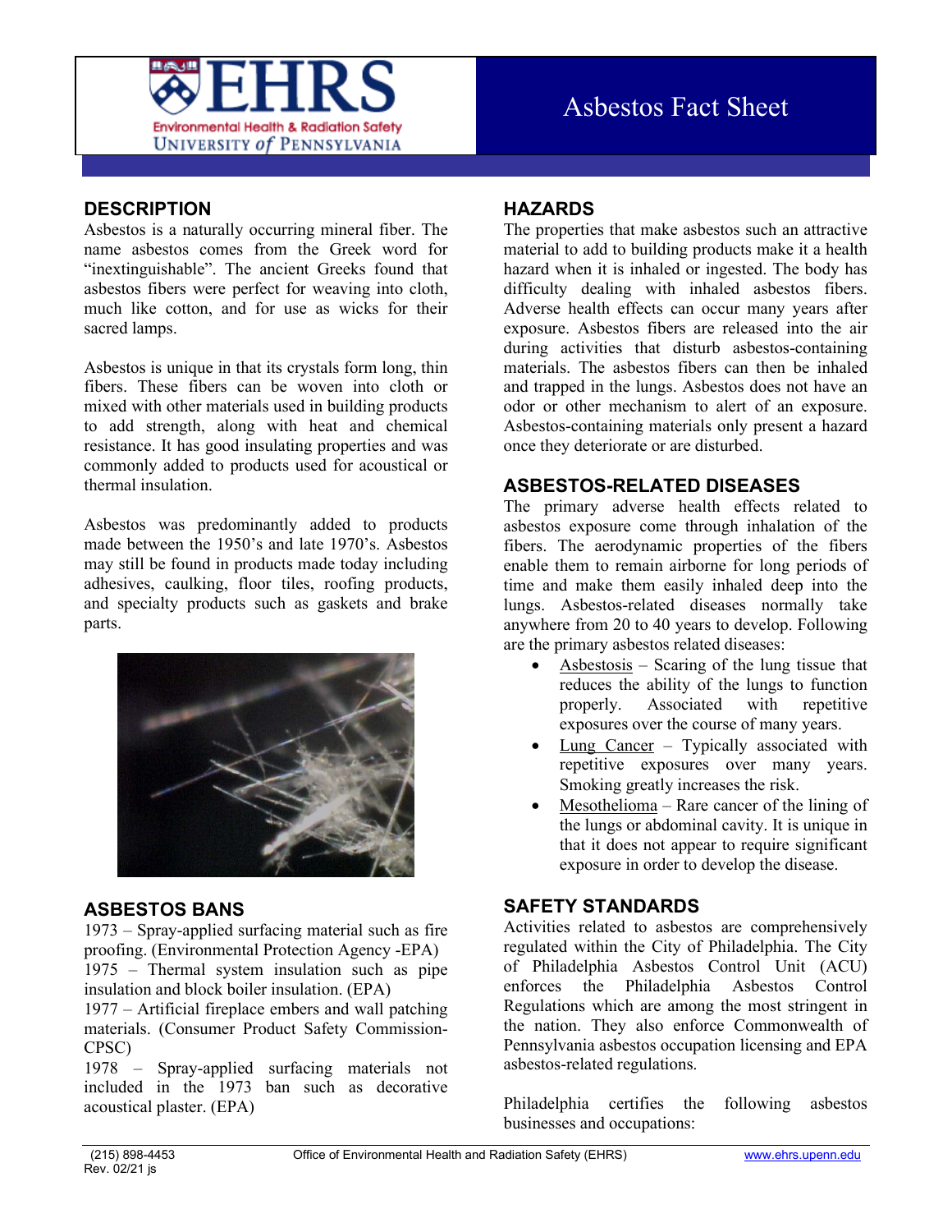# Asbestos Fact Sheet

Environmental Health & Radiation Safety
University of Pennsylvania

## DESCRIPTION

Asbestos is a naturally occurring mineral fiber. The name asbestos comes from the Greek word for "inextinguishable". The ancient Greeks found that asbestos fibers were perfect for weaving into cloth, much like cotton, and for use as wicks for their sacred lamps.

Asbestos is unique in that its crystals form long, thin fibers. These fibers can be woven into cloth or mixed with other materials used in building products to add strength, along with heat and chemical resistance. It has good insulating properties and was commonly added to products used for acoustical or thermal insulation.

Asbestos was predominantly added to products made between the 1950's and late 1970's. Asbestos may still be found in products made today including adhesives, caulking, floor tiles, roofing products, and specialty products such as gaskets and brake parts.

## ASBESTOS BANS

1973 – Spray-applied surfacing material such as fire proofing. (Environmental Protection Agency -EPA)
1975 – Thermal system insulation such as pipe insulation and block boiler insulation. (EPA)
1977 – Artificial fireplace embers and wall patching materials. (Consumer Product Safety Commission-CPSC)
1978 – Spray-applied surfacing materials not included in the 1973 ban such as decorative acoustical plaster. (EPA)

## HAZARDS

The properties that make asbestos such an attractive material to add to building products make it a health hazard when it is inhaled or ingested. The body has difficulty dealing with inhaled asbestos fibers. Adverse health effects can occur many years after exposure. Asbestos fibers are released into the air during activities that disturb asbestos-containing materials. The asbestos fibers can then be inhaled and trapped in the lungs. Asbestos does not have an odor or other mechanism to alert of an exposure. Asbestos-containing materials only present a hazard once they deteriorate or are disturbed.

## ASBESTOS-RELATED DISEASES

The primary adverse health effects related to asbestos exposure come through inhalation of the fibers. The aerodynamic properties of the fibers enable them to remain airborne for long periods of time and make them easily inhaled deep into the lungs. Asbestos-related diseases normally take anywhere from 20 to 40 years to develop. Following are the primary asbestos related diseases:

- Asbestosis – Scaring of the lung tissue that reduces the ability of the lungs to function properly. Associated with repetitive exposures over the course of many years.
- Lung Cancer – Typically associated with repetitive exposures over many years. Smoking greatly increases the risk.
- Mesothelioma – Rare cancer of the lining of the lungs or abdominal cavity. It is unique in that it does not appear to require significant exposure in order to develop the disease.

## SAFETY STANDARDS

Activities related to asbestos are comprehensively regulated within the City of Philadelphia. The City of Philadelphia Asbestos Control Unit (ACU) enforces the Philadelphia Asbestos Control Regulations which are among the most stringent in the nation. They also enforce Commonwealth of Pennsylvania asbestos occupation licensing and EPA asbestos-related regulations.

Philadelphia certifies the following asbestos businesses and occupations: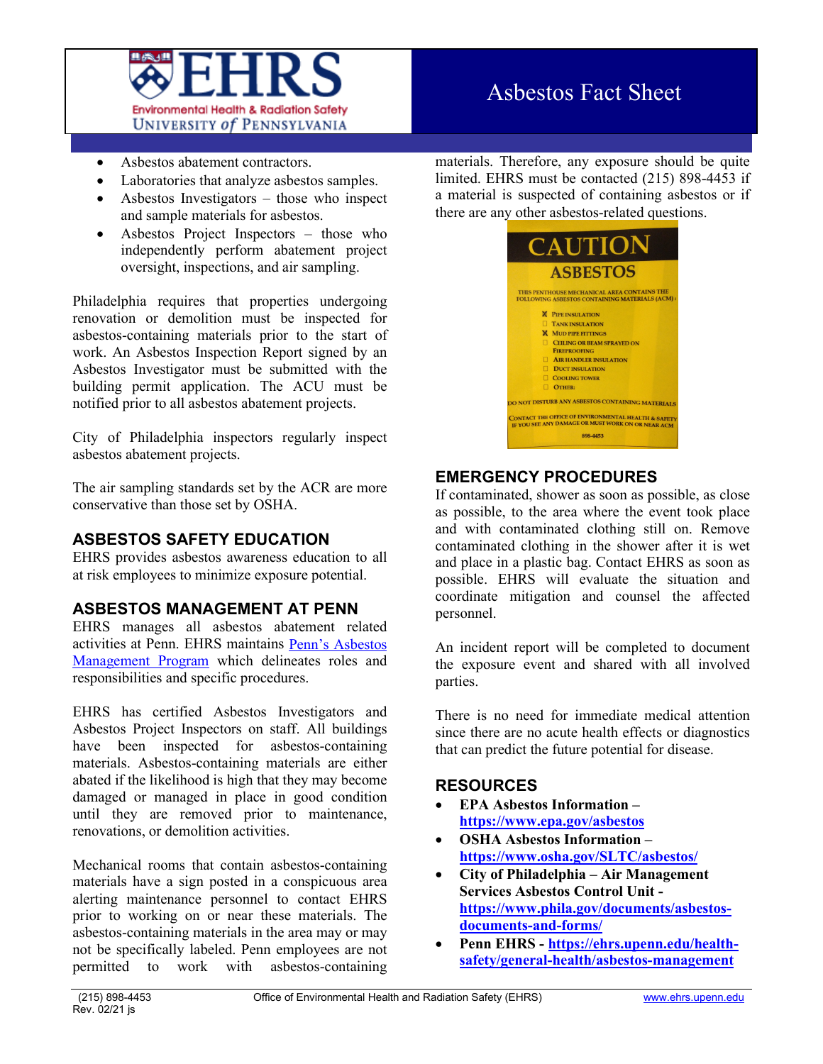- Asbestos abatement contractors.
- Laboratories that analyze asbestos samples.
- Asbestos Investigators – those who inspect and sample materials for asbestos.
- Asbestos Project Inspectors – those who independently perform abatement project oversight, inspections, and air sampling.

Philadelphia requires that properties undergoing renovation or demolition must be inspected for asbestos-containing materials prior to the start of work. An Asbestos Inspection Report signed by an Asbestos Investigator must be submitted with the building permit application. The ACU must be notified prior to all asbestos abatement projects.

City of Philadelphia inspectors regularly inspect asbestos abatement projects.

The air sampling standards set by the ACR are more conservative than those set by OSHA.

## ASBESTOS SAFETY EDUCATION

EHRS provides asbestos awareness education to all at risk employees to minimize exposure potential.

## ASBESTOS MANAGEMENT AT PENN

EHRS manages all asbestos abatement related activities at Penn. EHRS maintains Penn's Asbestos Management Program which delineates roles and responsibilities and specific procedures.

EHRS has certified Asbestos Investigators and Asbestos Project Inspectors on staff. All buildings have been inspected for asbestos-containing materials. Asbestos-containing materials are either abated if the likelihood is high that they may become damaged or managed in place in good condition until they are removed prior to maintenance, renovations, or demolition activities.

Mechanical rooms that contain asbestos-containing materials have a sign posted in a conspicuous area alerting maintenance personnel to contact EHRS prior to working on or near these materials. The asbestos-containing materials in the area may or may not be specifically labeled. Penn employees are not permitted to work with asbestos-containing materials. Therefore, any exposure should be quite limited. EHRS must be contacted (215) 898-4453 if a material is suspected of containing asbestos or if there are any other asbestos-related questions.

CAUTION
ASBESTOS
THIS PENTHOUSE MECHANICAL AREA CONTAINS THE FOLLOWING ASBESTOS CONTAINING MATERIALS (ACM):
- [x] PIPE INSULATION
- [ ] TANK INSULATION
- [x] MUD PIPE FITTINGS
- [ ] CEILING OR BEAM SPRAYED ON FIREPROOFING
- [ ] AIR HANDLER INSULATION
- [ ] DUCT INSULATION
- [ ] COOLING TOWER
- [ ] OTHER:

DO NOT DISTURB ANY ASBESTOS CONTAINING MATERIALS
CONTACT THE OFFICE OF ENVIRONMENTAL HEALTH & SAFETY IF YOU SEE ANY DAMAGE OR MUST WORK ON OR NEAR ACM
898-4453

## EMERGENCY PROCEDURES

If contaminated, shower as soon as possible, as close as possible, to the area where the event took place and with contaminated clothing still on. Remove contaminated clothing in the shower after it is wet and place in a plastic bag. Contact EHRS as soon as possible. EHRS will evaluate the situation and coordinate mitigation and counsel the affected personnel.

An incident report will be completed to document the exposure event and shared with all involved parties.

There is no need for immediate medical attention since there are no acute health effects or diagnostics that can predict the future potential for disease.

## RESOURCES

- **EPA Asbestos Information – https://www.epa.gov/asbestos**
- **OSHA Asbestos Information – https://www.osha.gov/SLTC/asbestos/**
- **City of Philadelphia – Air Management Services Asbestos Control Unit - https://www.phila.gov/documents/asbestos-documents-and-forms/**
- **Penn EHRS - https://ehrs.upenn.edu/health-safety/general-health/asbestos-management**